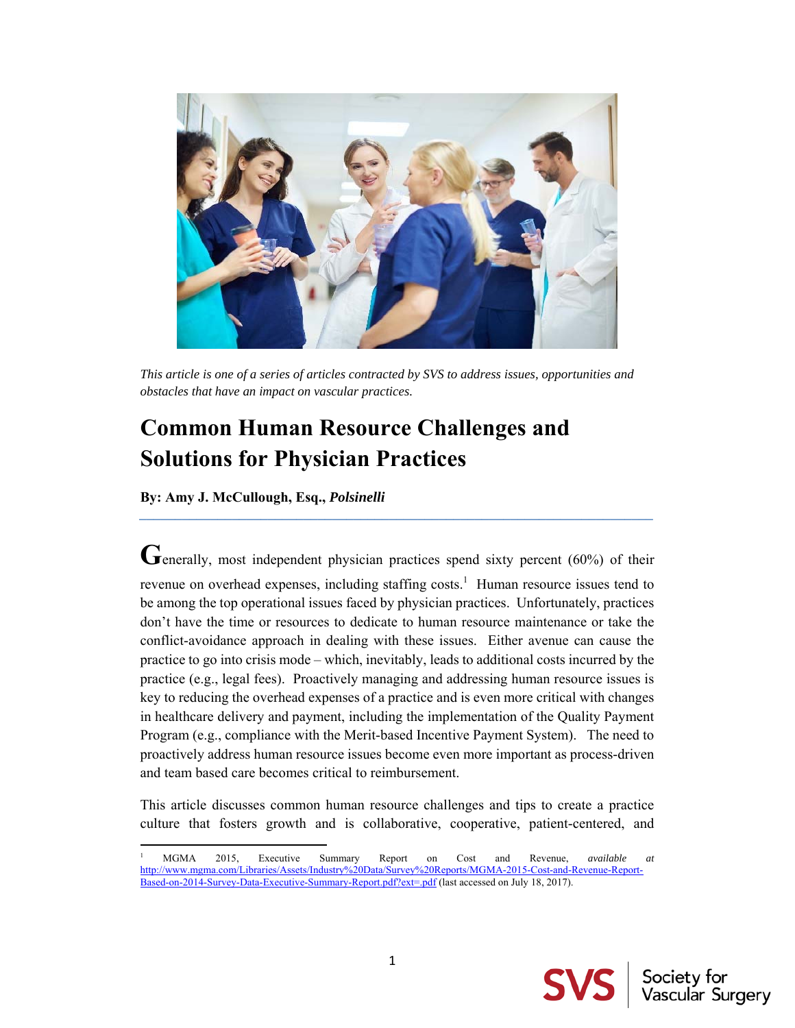*This article is one of a series of articles contracted by SVS to address issues, opportunities and obstacles that have an impact on vascular practices.*

# Common Human Resource Challenges and Solutions for Physician Practices

**By: Amy J. McCullough, Esq., *Polsinelli***

---

Generally, most independent physician practices spend sixty percent (60%) of their revenue on overhead expenses, including staffing costs.[1] Human resource issues tend to be among the top operational issues faced by physician practices. Unfortunately, practices don't have the time or resources to dedicate to human resource maintenance or take the conflict-avoidance approach in dealing with these issues. Either avenue can cause the practice to go into crisis mode – which, inevitably, leads to additional costs incurred by the practice (e.g., legal fees). Proactively managing and addressing human resource issues is key to reducing the overhead expenses of a practice and is even more critical with changes in healthcare delivery and payment, including the implementation of the Quality Payment Program (e.g., compliance with the Merit-based Incentive Payment System). The need to proactively address human resource issues become even more important as process-driven and team based care becomes critical to reimbursement.

This article discusses common human resource challenges and tips to create a practice culture that fosters growth and is collaborative, cooperative, patient-centered, and

---

[1] MGMA 2015, Executive Summary Report on Cost and Revenue, *available at* http://www.mgma.com/Libraries/Assets/Industry%20Data/Survey%20Reports/MGMA-2015-Cost-and-Revenue-Report-Based-on-2014-Survey-Data-Executive-Summary-Report.pdf?ext=.pdf (last accessed on July 18, 2017).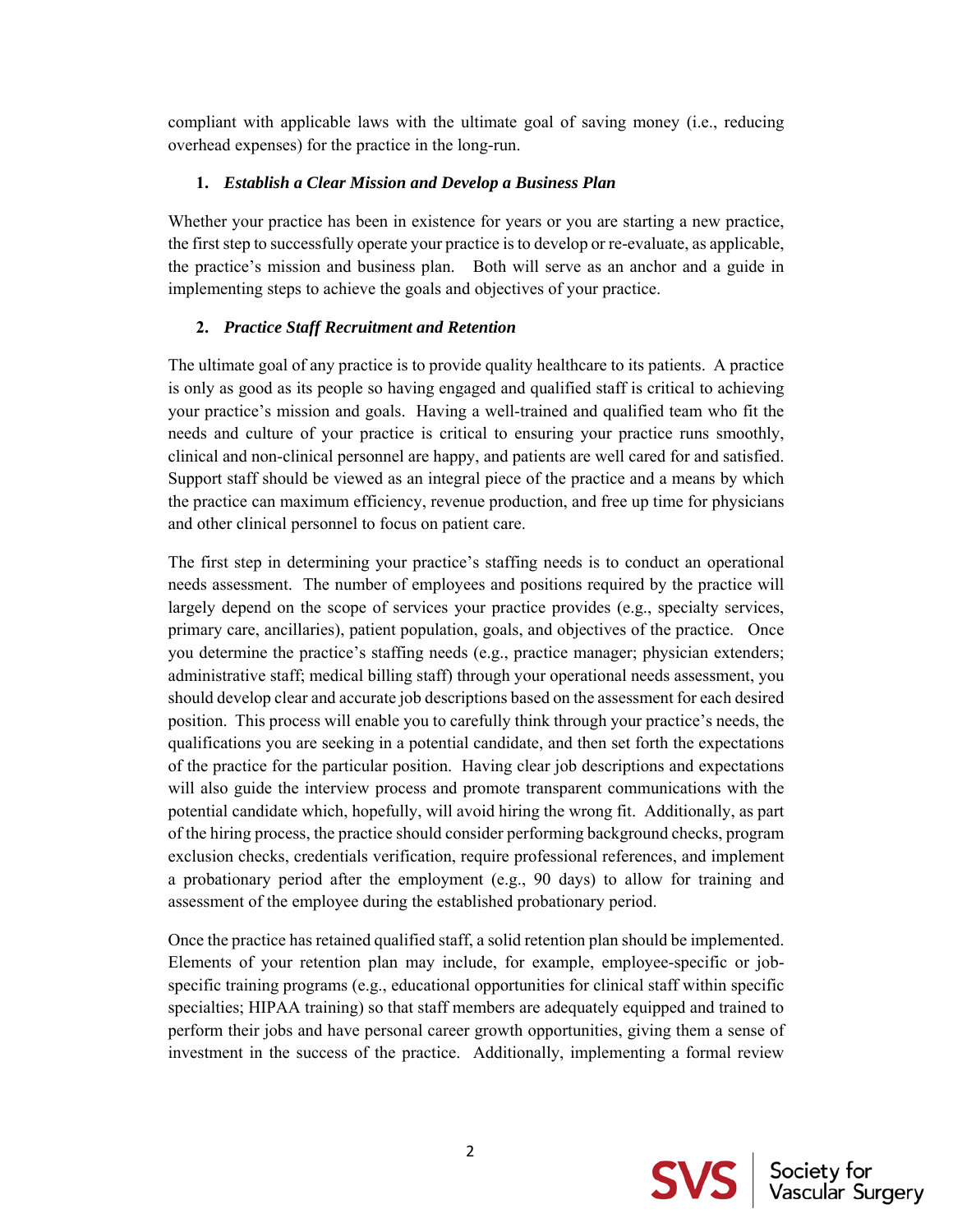compliant with applicable laws with the ultimate goal of saving money (i.e., reducing overhead expenses) for the practice in the long-run.

**1. *Establish a Clear Mission and Develop a Business Plan***

Whether your practice has been in existence for years or you are starting a new practice, the first step to successfully operate your practice is to develop or re-evaluate, as applicable, the practice's mission and business plan. Both will serve as an anchor and a guide in implementing steps to achieve the goals and objectives of your practice.

**2. *Practice Staff Recruitment and Retention***

The ultimate goal of any practice is to provide quality healthcare to its patients. A practice is only as good as its people so having engaged and qualified staff is critical to achieving your practice's mission and goals. Having a well-trained and qualified team who fit the needs and culture of your practice is critical to ensuring your practice runs smoothly, clinical and non-clinical personnel are happy, and patients are well cared for and satisfied. Support staff should be viewed as an integral piece of the practice and a means by which the practice can maximum efficiency, revenue production, and free up time for physicians and other clinical personnel to focus on patient care.

The first step in determining your practice's staffing needs is to conduct an operational needs assessment. The number of employees and positions required by the practice will largely depend on the scope of services your practice provides (e.g., specialty services, primary care, ancillaries), patient population, goals, and objectives of the practice. Once you determine the practice's staffing needs (e.g., practice manager; physician extenders; administrative staff; medical billing staff) through your operational needs assessment, you should develop clear and accurate job descriptions based on the assessment for each desired position. This process will enable you to carefully think through your practice's needs, the qualifications you are seeking in a potential candidate, and then set forth the expectations of the practice for the particular position. Having clear job descriptions and expectations will also guide the interview process and promote transparent communications with the potential candidate which, hopefully, will avoid hiring the wrong fit. Additionally, as part of the hiring process, the practice should consider performing background checks, program exclusion checks, credentials verification, require professional references, and implement a probationary period after the employment (e.g., 90 days) to allow for training and assessment of the employee during the established probationary period.

Once the practice has retained qualified staff, a solid retention plan should be implemented. Elements of your retention plan may include, for example, employee-specific or job-specific training programs (e.g., educational opportunities for clinical staff within specific specialties; HIPAA training) so that staff members are adequately equipped and trained to perform their jobs and have personal career growth opportunities, giving them a sense of investment in the success of the practice. Additionally, implementing a formal review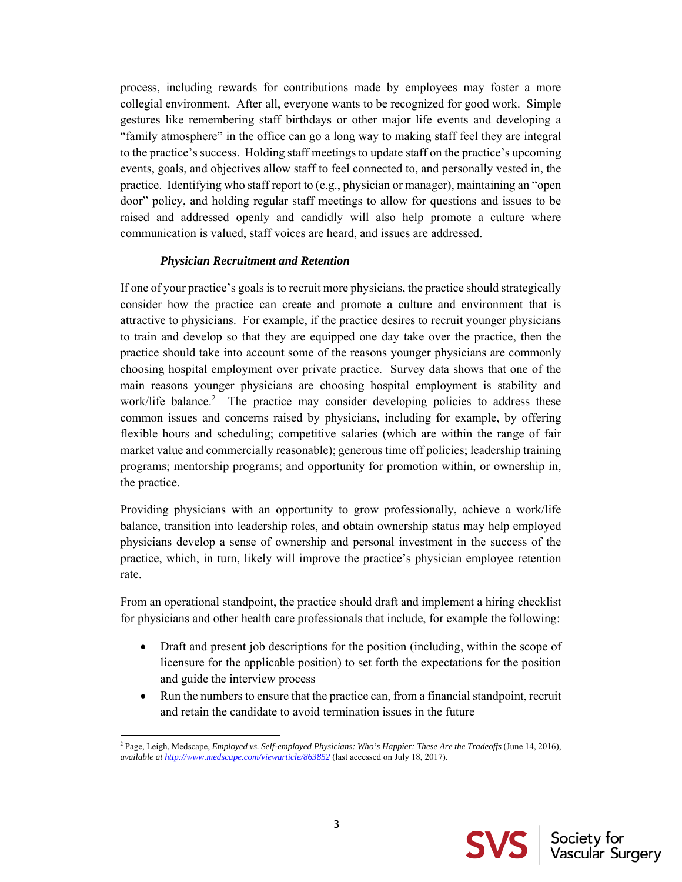process, including rewards for contributions made by employees may foster a more collegial environment. After all, everyone wants to be recognized for good work. Simple gestures like remembering staff birthdays or other major life events and developing a "family atmosphere" in the office can go a long way to making staff feel they are integral to the practice's success. Holding staff meetings to update staff on the practice's upcoming events, goals, and objectives allow staff to feel connected to, and personally vested in, the practice. Identifying who staff report to (e.g., physician or manager), maintaining an "open door" policy, and holding regular staff meetings to allow for questions and issues to be raised and addressed openly and candidly will also help promote a culture where communication is valued, staff voices are heard, and issues are addressed.

***Physician Recruitment and Retention***

If one of your practice's goals is to recruit more physicians, the practice should strategically consider how the practice can create and promote a culture and environment that is attractive to physicians. For example, if the practice desires to recruit younger physicians to train and develop so that they are equipped one day take over the practice, then the practice should take into account some of the reasons younger physicians are commonly choosing hospital employment over private practice. Survey data shows that one of the main reasons younger physicians are choosing hospital employment is stability and work/life balance.[2] The practice may consider developing policies to address these common issues and concerns raised by physicians, including for example, by offering flexible hours and scheduling; competitive salaries (which are within the range of fair market value and commercially reasonable); generous time off policies; leadership training programs; mentorship programs; and opportunity for promotion within, or ownership in, the practice.

Providing physicians with an opportunity to grow professionally, achieve a work/life balance, transition into leadership roles, and obtain ownership status may help employed physicians develop a sense of ownership and personal investment in the success of the practice, which, in turn, likely will improve the practice's physician employee retention rate.

From an operational standpoint, the practice should draft and implement a hiring checklist for physicians and other health care professionals that include, for example the following:

- Draft and present job descriptions for the position (including, within the scope of licensure for the applicable position) to set forth the expectations for the position and guide the interview process
- Run the numbers to ensure that the practice can, from a financial standpoint, recruit and retain the candidate to avoid termination issues in the future

[2] Page, Leigh, Medscape, *Employed vs. Self-employed Physicians: Who's Happier: These Are the Tradeoffs* (June 14, 2016), *available at* http://www.medscape.com/viewarticle/863852 (last accessed on July 18, 2017).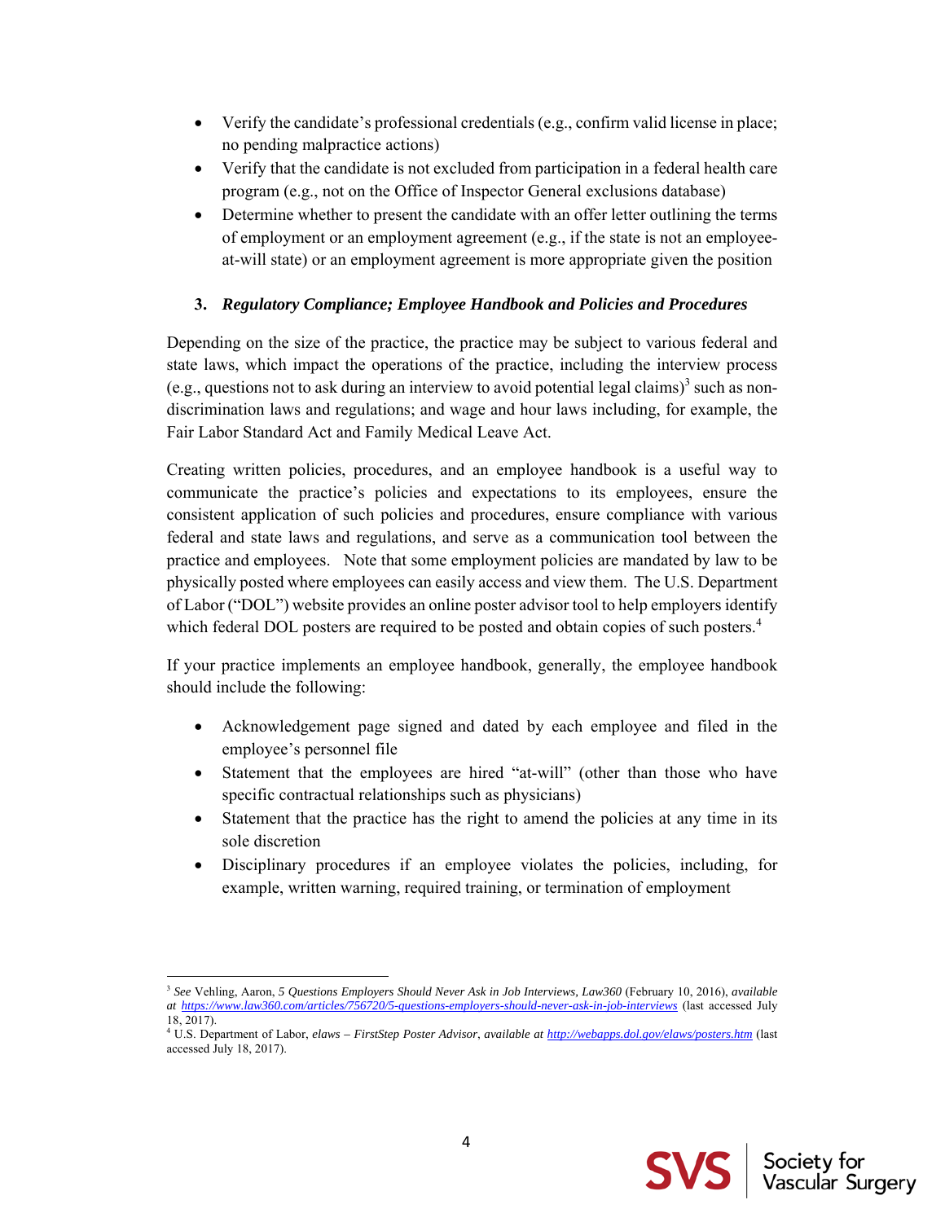- Verify the candidate's professional credentials (e.g., confirm valid license in place; no pending malpractice actions)
- Verify that the candidate is not excluded from participation in a federal health care program (e.g., not on the Office of Inspector General exclusions database)
- Determine whether to present the candidate with an offer letter outlining the terms of employment or an employment agreement (e.g., if the state is not an employee-at-will state) or an employment agreement is more appropriate given the position

### 3. *Regulatory Compliance; Employee Handbook and Policies and Procedures*

Depending on the size of the practice, the practice may be subject to various federal and state laws, which impact the operations of the practice, including the interview process (e.g., questions not to ask during an interview to avoid potential legal claims)[3] such as non-discrimination laws and regulations; and wage and hour laws including, for example, the Fair Labor Standard Act and Family Medical Leave Act.

Creating written policies, procedures, and an employee handbook is a useful way to communicate the practice's policies and expectations to its employees, ensure the consistent application of such policies and procedures, ensure compliance with various federal and state laws and regulations, and serve as a communication tool between the practice and employees. Note that some employment policies are mandated by law to be physically posted where employees can easily access and view them. The U.S. Department of Labor ("DOL") website provides an online poster advisor tool to help employers identify which federal DOL posters are required to be posted and obtain copies of such posters.[4]

If your practice implements an employee handbook, generally, the employee handbook should include the following:

- Acknowledgement page signed and dated by each employee and filed in the employee's personnel file
- Statement that the employees are hired "at-will" (other than those who have specific contractual relationships such as physicians)
- Statement that the practice has the right to amend the policies at any time in its sole discretion
- Disciplinary procedures if an employee violates the policies, including, for example, written warning, required training, or termination of employment

---

[3] *See* Vehling, Aaron, *5 Questions Employers Should Never Ask in Job Interviews*, *Law360* (February 10, 2016), *available at* https://www.law360.com/articles/756720/5-questions-employers-should-never-ask-in-job-interviews (last accessed July 18, 2017).

[4] U.S. Department of Labor, *elaws – FirstStep Poster Advisor*, *available at* http://webapps.dol.gov/elaws/posters.htm (last accessed July 18, 2017).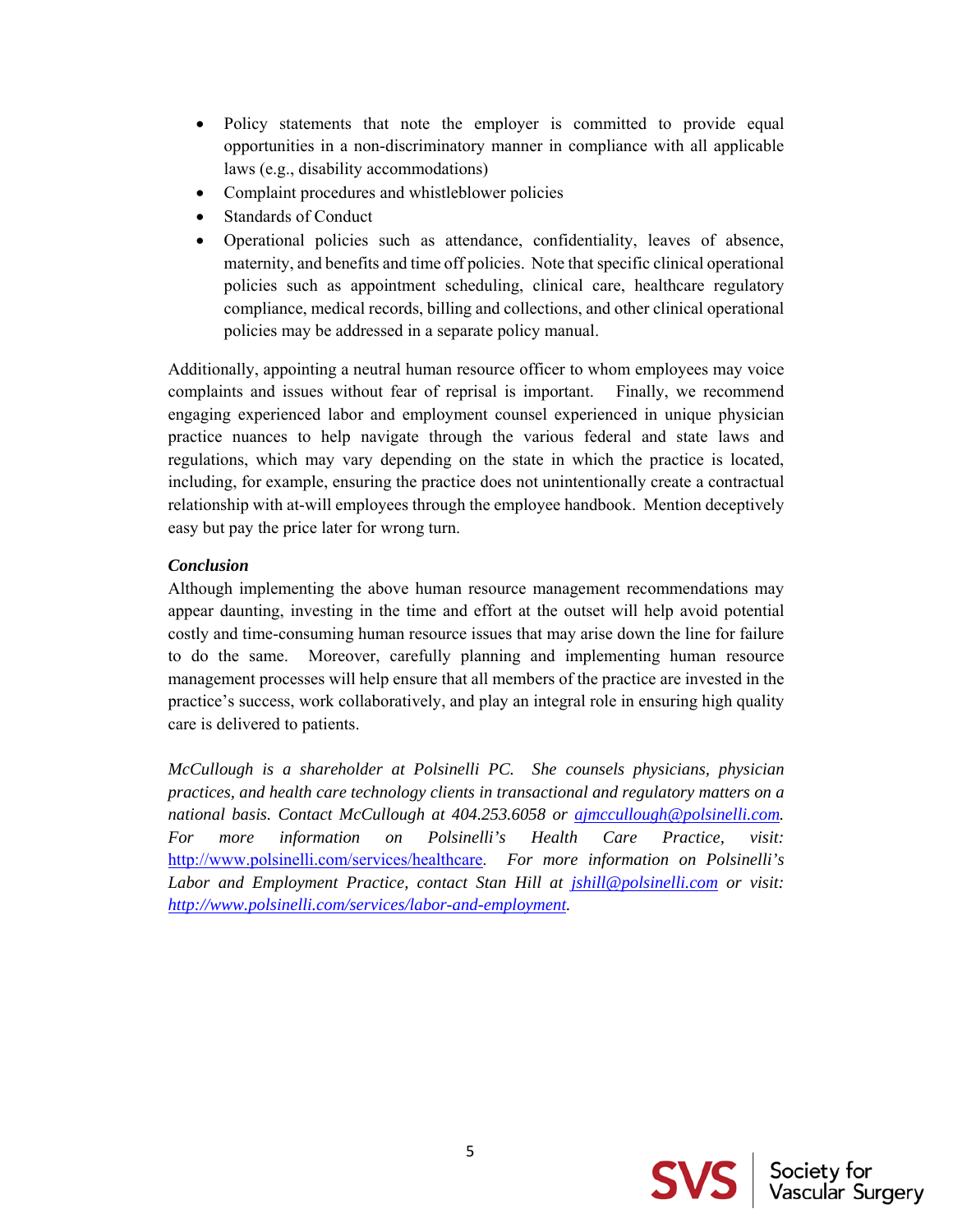- Policy statements that note the employer is committed to provide equal opportunities in a non-discriminatory manner in compliance with all applicable laws (e.g., disability accommodations)
- Complaint procedures and whistleblower policies
- Standards of Conduct
- Operational policies such as attendance, confidentiality, leaves of absence, maternity, and benefits and time off policies. Note that specific clinical operational policies such as appointment scheduling, clinical care, healthcare regulatory compliance, medical records, billing and collections, and other clinical operational policies may be addressed in a separate policy manual.

Additionally, appointing a neutral human resource officer to whom employees may voice complaints and issues without fear of reprisal is important. Finally, we recommend engaging experienced labor and employment counsel experienced in unique physician practice nuances to help navigate through the various federal and state laws and regulations, which may vary depending on the state in which the practice is located, including, for example, ensuring the practice does not unintentionally create a contractual relationship with at-will employees through the employee handbook. Mention deceptively easy but pay the price later for wrong turn.

***Conclusion***

Although implementing the above human resource management recommendations may appear daunting, investing in the time and effort at the outset will help avoid potential costly and time-consuming human resource issues that may arise down the line for failure to do the same. Moreover, carefully planning and implementing human resource management processes will help ensure that all members of the practice are invested in the practice's success, work collaboratively, and play an integral role in ensuring high quality care is delivered to patients.

*McCullough is a shareholder at Polsinelli PC. She counsels physicians, physician practices, and health care technology clients in transactional and regulatory matters on a national basis. Contact McCullough at 404.253.6058 or ajmccullough@polsinelli.com. For more information on Polsinelli's Health Care Practice, visit:* http://www.polsinelli.com/services/healthcare*. For more information on Polsinelli's Labor and Employment Practice, contact Stan Hill at* jshill@polsinelli.com *or visit: http://www.polsinelli.com/services/labor-and-employment.*